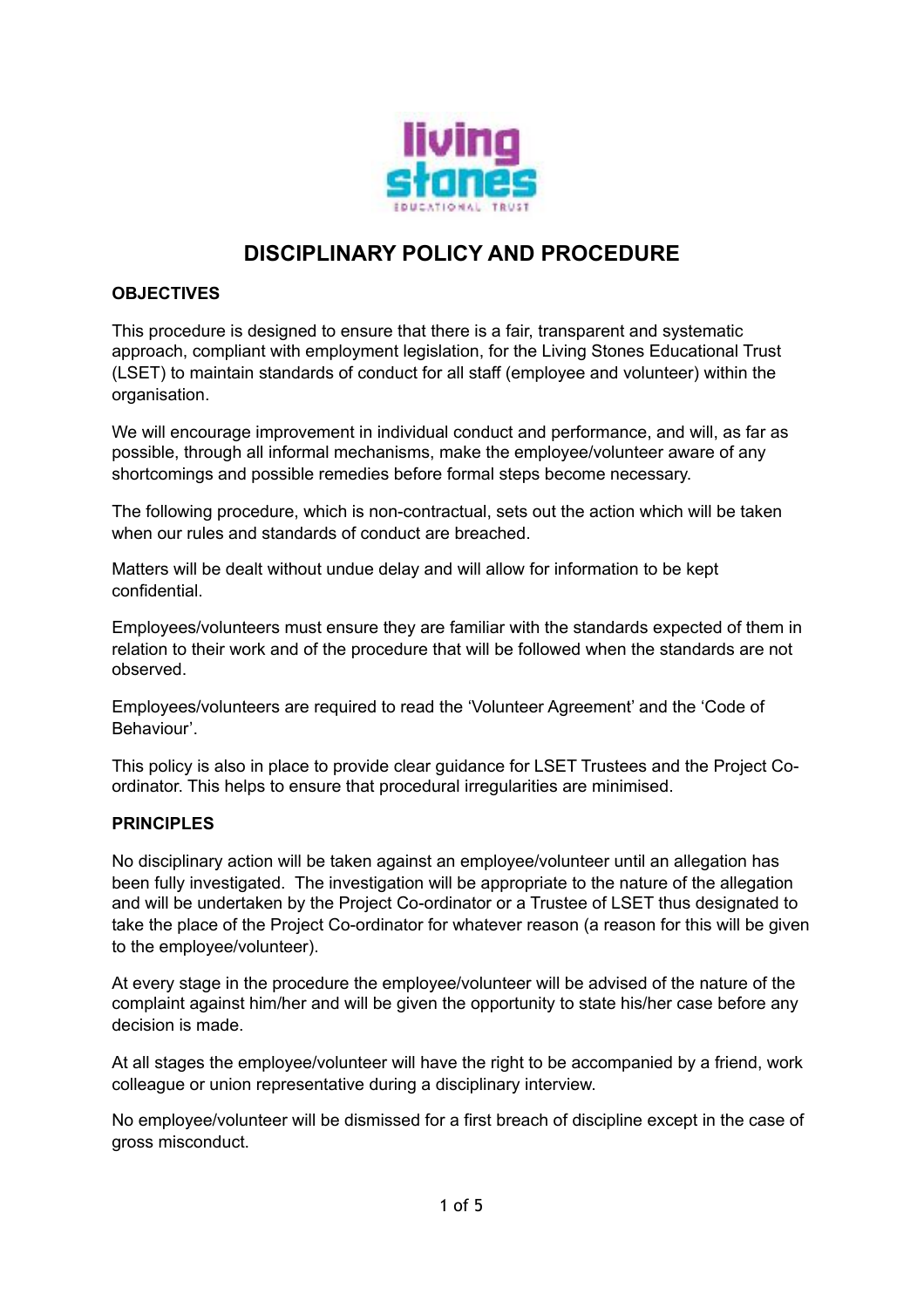# DISCIPLINARY POLICY AND PROCEDURE

## OBJECTIVES

This procedure is designed to ensure that there is a fair, transparent and systematic approach, compliant with employment legislation, for the Living Stones Educational Trust (LSET) to maintain standards of conduct for all staff (employee and volunteer) within the organisation.

We will encourage improvement in individual conduct and performance, and will, as far as possible, through all informal mechanisms, make the employee/volunteer aware of any shortcomings and possible remedies before formal steps become necessary.

The following procedure, which is non-contractual, sets out the action which will be taken when our rules and standards of conduct are breached.

Matters will be dealt without undue delay and will allow for information to be kept confidential.

Employees/volunteers must ensure they are familiar with the standards expected of them in relation to their work and of the procedure that will be followed when the standards are not observed.

Employees/volunteers are required to read the 'Volunteer Agreement' and the 'Code of Behaviour'.

This policy is also in place to provide clear guidance for LSET Trustees and the Project Co-ordinator. This helps to ensure that procedural irregularities are minimised.

## PRINCIPLES

No disciplinary action will be taken against an employee/volunteer until an allegation has been fully investigated. The investigation will be appropriate to the nature of the allegation and will be undertaken by the Project Co-ordinator or a Trustee of LSET thus designated to take the place of the Project Co-ordinator for whatever reason (a reason for this will be given to the employee/volunteer).

At every stage in the procedure the employee/volunteer will be advised of the nature of the complaint against him/her and will be given the opportunity to state his/her case before any decision is made.

At all stages the employee/volunteer will have the right to be accompanied by a friend, work colleague or union representative during a disciplinary interview.

No employee/volunteer will be dismissed for a first breach of discipline except in the case of gross misconduct.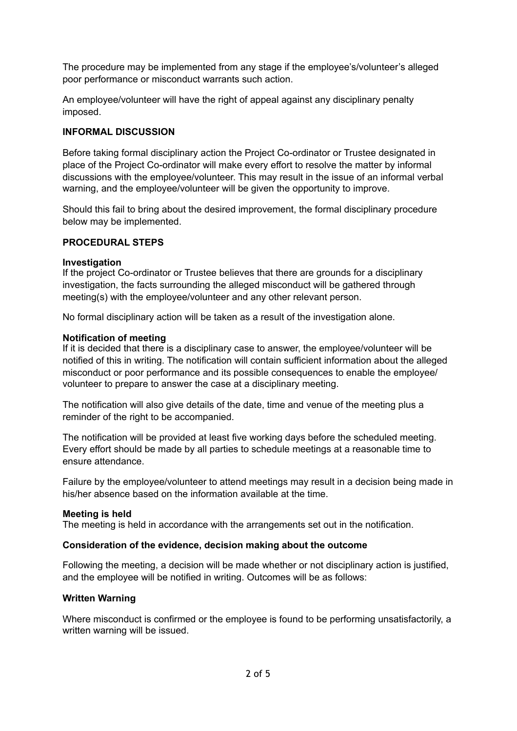The procedure may be implemented from any stage if the employee's/volunteer's alleged poor performance or misconduct warrants such action.

An employee/volunteer will have the right of appeal against any disciplinary penalty imposed.

## INFORMAL DISCUSSION

Before taking formal disciplinary action the Project Co-ordinator or Trustee designated in place of the Project Co-ordinator will make every effort to resolve the matter by informal discussions with the employee/volunteer. This may result in the issue of an informal verbal warning, and the employee/volunteer will be given the opportunity to improve.

Should this fail to bring about the desired improvement, the formal disciplinary procedure below may be implemented.

## PROCEDURAL STEPS

**Investigation**
If the project Co-ordinator or Trustee believes that there are grounds for a disciplinary investigation, the facts surrounding the alleged misconduct will be gathered through meeting(s) with the employee/volunteer and any other relevant person.

No formal disciplinary action will be taken as a result of the investigation alone.

**Notification of meeting**
If it is decided that there is a disciplinary case to answer, the employee/volunteer will be notified of this in writing. The notification will contain sufficient information about the alleged misconduct or poor performance and its possible consequences to enable the employee/ volunteer to prepare to answer the case at a disciplinary meeting.

The notification will also give details of the date, time and venue of the meeting plus a reminder of the right to be accompanied.

The notification will be provided at least five working days before the scheduled meeting. Every effort should be made by all parties to schedule meetings at a reasonable time to ensure attendance.

Failure by the employee/volunteer to attend meetings may result in a decision being made in his/her absence based on the information available at the time.

**Meeting is held**
The meeting is held in accordance with the arrangements set out in the notification.

**Consideration of the evidence, decision making about the outcome**

Following the meeting, a decision will be made whether or not disciplinary action is justified, and the employee will be notified in writing. Outcomes will be as follows:

**Written Warning**

Where misconduct is confirmed or the employee is found to be performing unsatisfactorily, a written warning will be issued.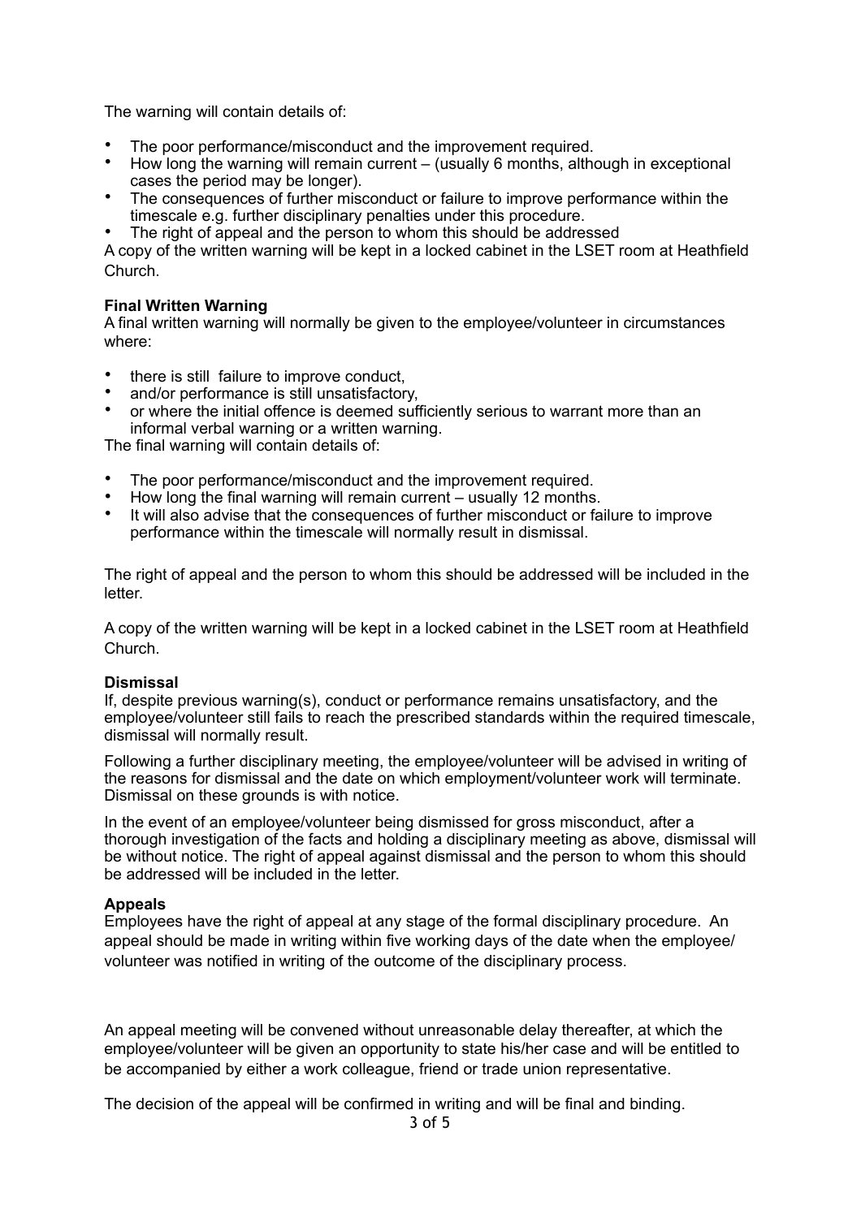The warning will contain details of:

- The poor performance/misconduct and the improvement required.
- How long the warning will remain current – (usually 6 months, although in exceptional cases the period may be longer).
- The consequences of further misconduct or failure to improve performance within the timescale e.g. further disciplinary penalties under this procedure.
- The right of appeal and the person to whom this should be addressed

A copy of the written warning will be kept in a locked cabinet in the LSET room at Heathfield Church.

**Final Written Warning**

A final written warning will normally be given to the employee/volunteer in circumstances where:

- there is still failure to improve conduct,
- and/or performance is still unsatisfactory,
- or where the initial offence is deemed sufficiently serious to warrant more than an informal verbal warning or a written warning.

The final warning will contain details of:

- The poor performance/misconduct and the improvement required.
- How long the final warning will remain current – usually 12 months.
- It will also advise that the consequences of further misconduct or failure to improve performance within the timescale will normally result in dismissal.

The right of appeal and the person to whom this should be addressed will be included in the letter.

A copy of the written warning will be kept in a locked cabinet in the LSET room at Heathfield Church.

**Dismissal**

If, despite previous warning(s), conduct or performance remains unsatisfactory, and the employee/volunteer still fails to reach the prescribed standards within the required timescale, dismissal will normally result.

Following a further disciplinary meeting, the employee/volunteer will be advised in writing of the reasons for dismissal and the date on which employment/volunteer work will terminate. Dismissal on these grounds is with notice.

In the event of an employee/volunteer being dismissed for gross misconduct, after a thorough investigation of the facts and holding a disciplinary meeting as above, dismissal will be without notice. The right of appeal against dismissal and the person to whom this should be addressed will be included in the letter.

**Appeals**

Employees have the right of appeal at any stage of the formal disciplinary procedure. An appeal should be made in writing within five working days of the date when the employee/volunteer was notified in writing of the outcome of the disciplinary process.

An appeal meeting will be convened without unreasonable delay thereafter, at which the employee/volunteer will be given an opportunity to state his/her case and will be entitled to be accompanied by either a work colleague, friend or trade union representative.

The decision of the appeal will be confirmed in writing and will be final and binding.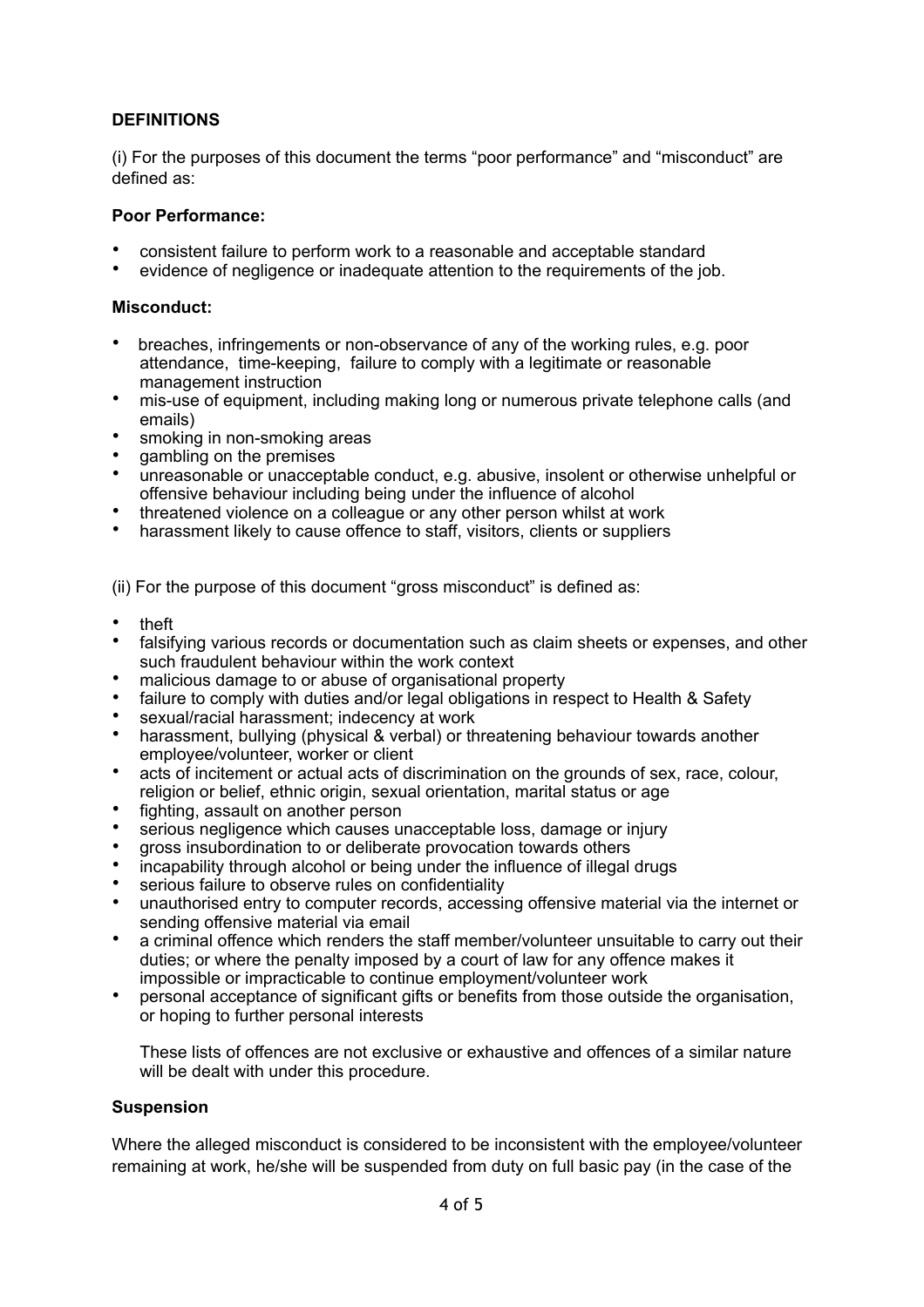**DEFINITIONS**

(i) For the purposes of this document the terms "poor performance" and "misconduct" are defined as:

**Poor Performance:**

- consistent failure to perform work to a reasonable and acceptable standard
- evidence of negligence or inadequate attention to the requirements of the job.

**Misconduct:**

- breaches, infringements or non-observance of any of the working rules, e.g. poor attendance, time-keeping, failure to comply with a legitimate or reasonable management instruction
- mis-use of equipment, including making long or numerous private telephone calls (and emails)
- smoking in non-smoking areas
- gambling on the premises
- unreasonable or unacceptable conduct, e.g. abusive, insolent or otherwise unhelpful or offensive behaviour including being under the influence of alcohol
- threatened violence on a colleague or any other person whilst at work
- harassment likely to cause offence to staff, visitors, clients or suppliers

(ii) For the purpose of this document "gross misconduct" is defined as:

- theft
- falsifying various records or documentation such as claim sheets or expenses, and other such fraudulent behaviour within the work context
- malicious damage to or abuse of organisational property
- failure to comply with duties and/or legal obligations in respect to Health & Safety
- sexual/racial harassment; indecency at work
- harassment, bullying (physical & verbal) or threatening behaviour towards another employee/volunteer, worker or client
- acts of incitement or actual acts of discrimination on the grounds of sex, race, colour, religion or belief, ethnic origin, sexual orientation, marital status or age
- fighting, assault on another person
- serious negligence which causes unacceptable loss, damage or injury
- gross insubordination to or deliberate provocation towards others
- incapability through alcohol or being under the influence of illegal drugs
- serious failure to observe rules on confidentiality
- unauthorised entry to computer records, accessing offensive material via the internet or sending offensive material via email
- a criminal offence which renders the staff member/volunteer unsuitable to carry out their duties; or where the penalty imposed by a court of law for any offence makes it impossible or impracticable to continue employment/volunteer work
- personal acceptance of significant gifts or benefits from those outside the organisation, or hoping to further personal interests

These lists of offences are not exclusive or exhaustive and offences of a similar nature will be dealt with under this procedure.

**Suspension**

Where the alleged misconduct is considered to be inconsistent with the employee/volunteer remaining at work, he/she will be suspended from duty on full basic pay (in the case of the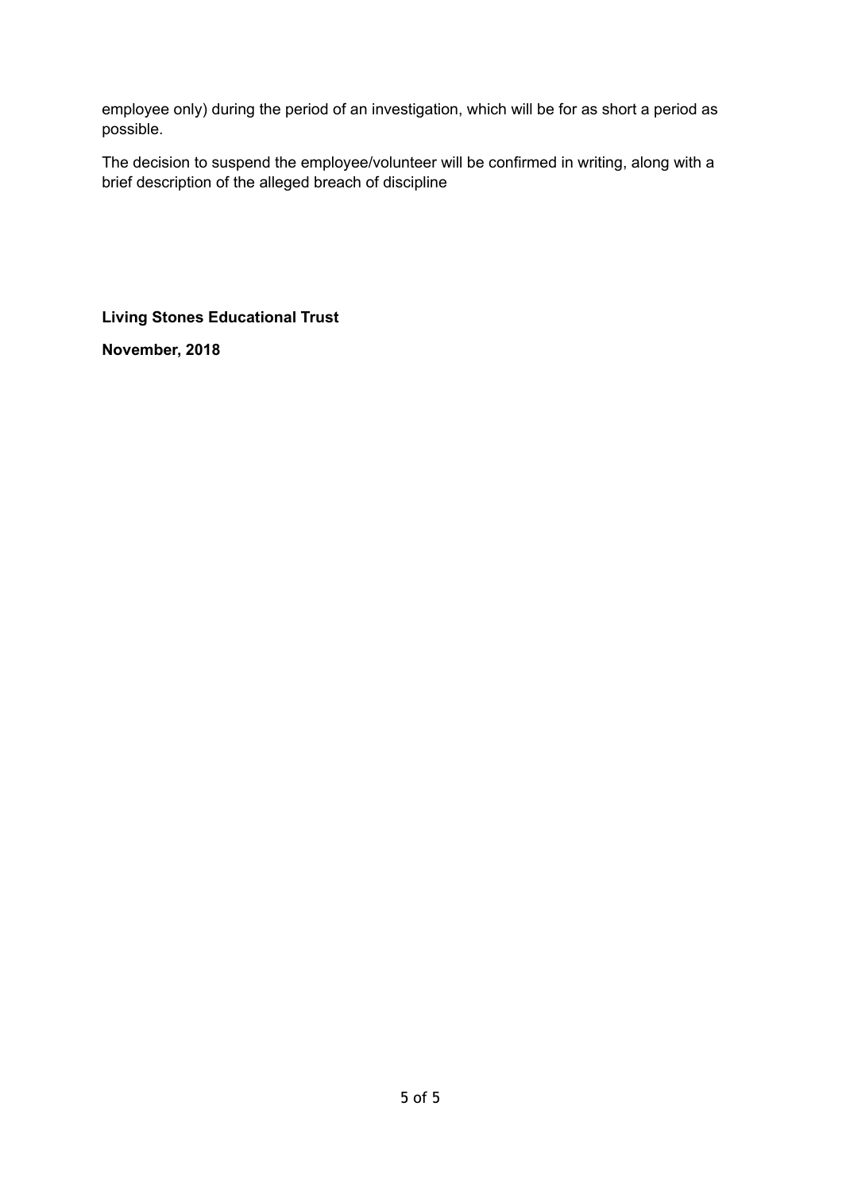employee only) during the period of an investigation, which will be for as short a period as possible.

The decision to suspend the employee/volunteer will be confirmed in writing, along with a brief description of the alleged breach of discipline

**Living Stones Educational Trust**

**November, 2018**